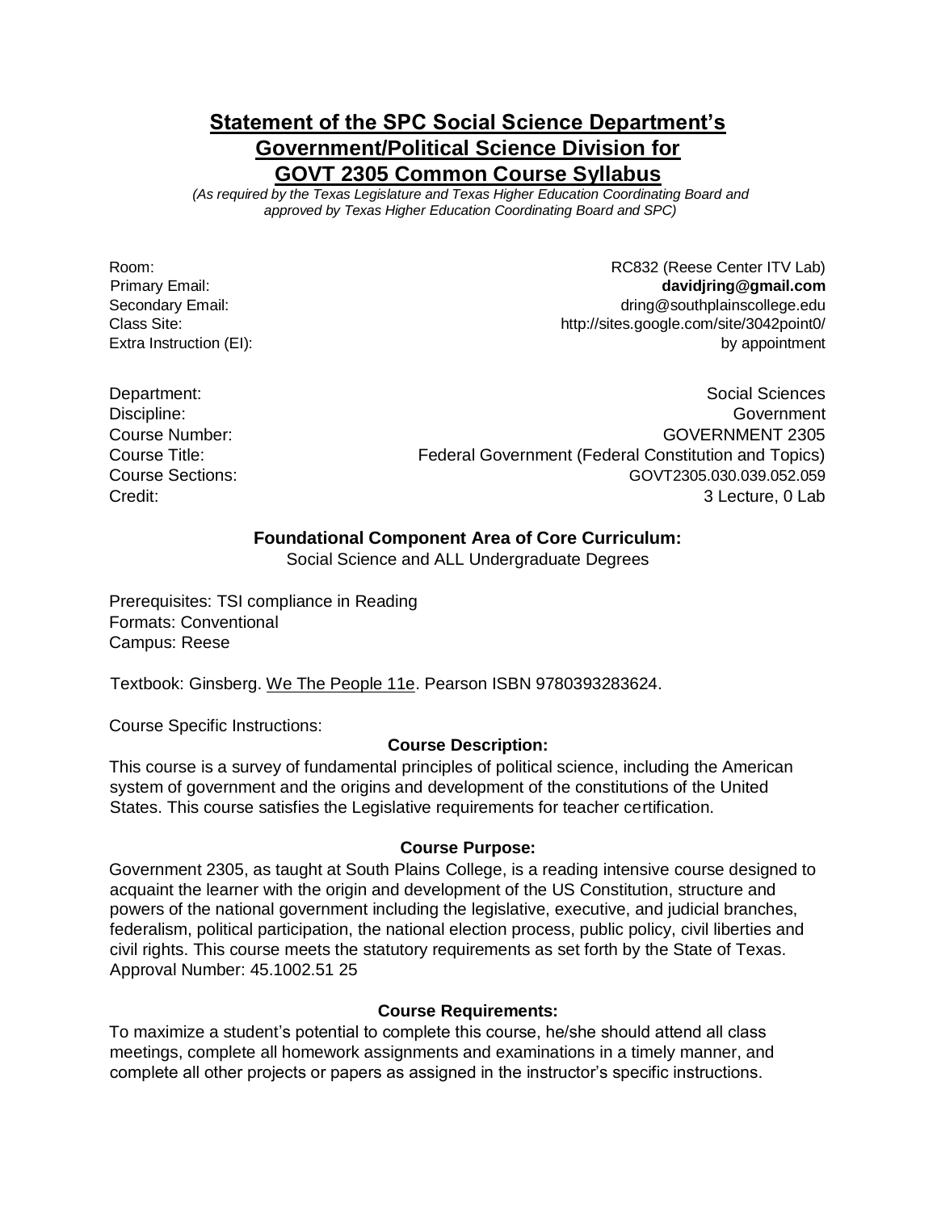# Statement of the SPC Social Science Department's Government/Political Science Division for GOVT 2305 Common Course Syllabus

*(As required by the Texas Legislature and Texas Higher Education Coordinating Board and approved by Texas Higher Education Coordinating Board and SPC)*

| | |
|---|---|
| Room: | RC832 (Reese Center ITV Lab) |
| Primary Email: | **davidjring@gmail.com** |
| Secondary Email: | dring@southplainscollege.edu |
| Class Site: | http://sites.google.com/site/3042point0/ |
| Extra Instruction (EI): | by appointment |

| | |
|---|---|
| Department: | Social Sciences |
| Discipline: | Government |
| Course Number: | GOVERNMENT 2305 |
| Course Title: | Federal Government (Federal Constitution and Topics) |
| Course Sections: | GOVT2305.030.039.052.059 |
| Credit: | 3 Lecture, 0 Lab |

**Foundational Component Area of Core Curriculum:**
Social Science and ALL Undergraduate Degrees

Prerequisites: TSI compliance in Reading
Formats: Conventional
Campus: Reese

Textbook: Ginsberg. We The People 11e. Pearson ISBN 9780393283624.

Course Specific Instructions:

**Course Description:**

This course is a survey of fundamental principles of political science, including the American system of government and the origins and development of the constitutions of the United States. This course satisfies the Legislative requirements for teacher certification.

**Course Purpose:**

Government 2305, as taught at South Plains College, is a reading intensive course designed to acquaint the learner with the origin and development of the US Constitution, structure and powers of the national government including the legislative, executive, and judicial branches, federalism, political participation, the national election process, public policy, civil liberties and civil rights. This course meets the statutory requirements as set forth by the State of Texas. Approval Number: 45.1002.51 25

**Course Requirements:**

To maximize a student's potential to complete this course, he/she should attend all class meetings, complete all homework assignments and examinations in a timely manner, and complete all other projects or papers as assigned in the instructor's specific instructions.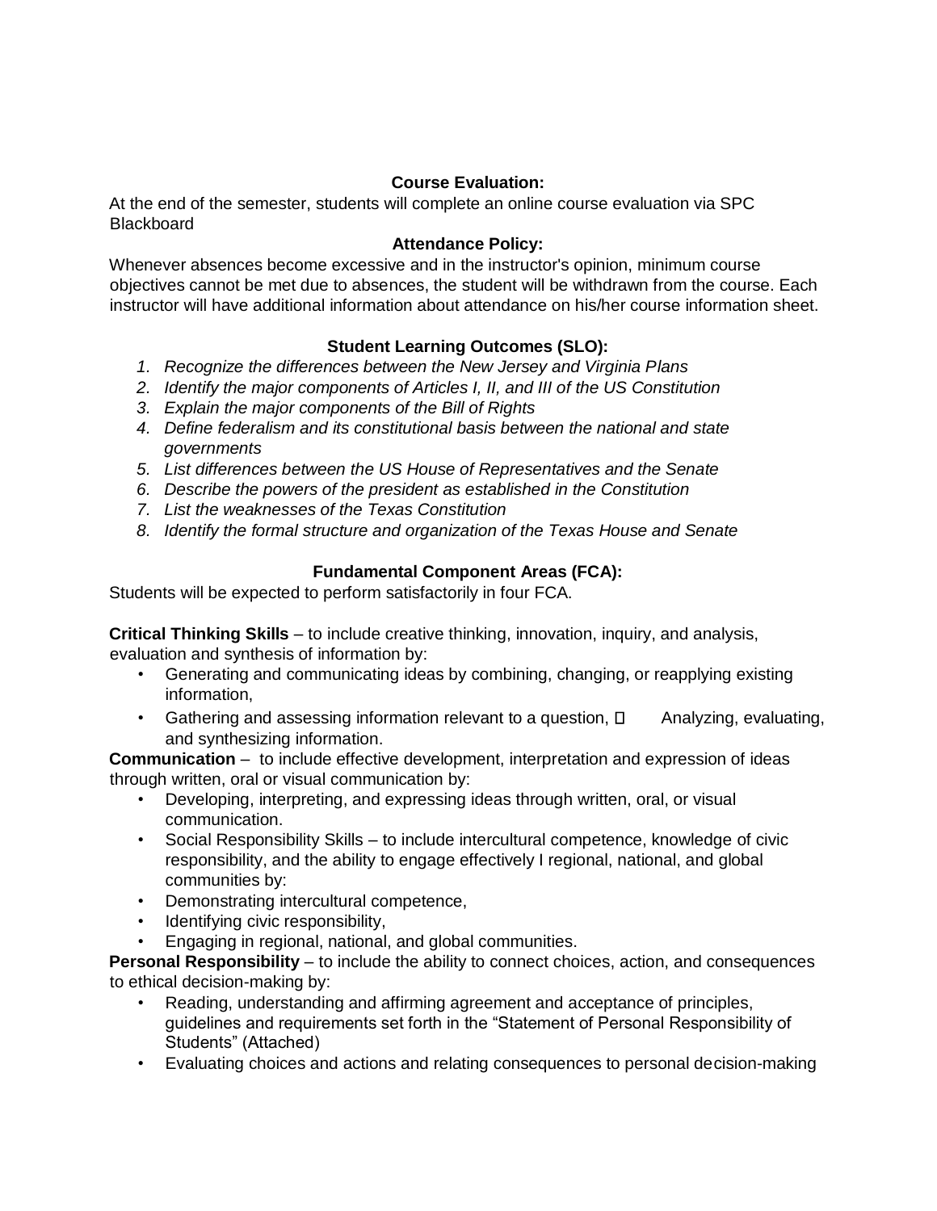**Course Evaluation:**

At the end of the semester, students will complete an online course evaluation via SPC Blackboard

**Attendance Policy:**

Whenever absences become excessive and in the instructor's opinion, minimum course objectives cannot be met due to absences, the student will be withdrawn from the course. Each instructor will have additional information about attendance on his/her course information sheet.

**Student Learning Outcomes (SLO):**

1. *Recognize the differences between the New Jersey and Virginia Plans*
2. *Identify the major components of Articles I, II, and III of the US Constitution*
3. *Explain the major components of the Bill of Rights*
4. *Define federalism and its constitutional basis between the national and state governments*
5. *List differences between the US House of Representatives and the Senate*
6. *Describe the powers of the president as established in the Constitution*
7. *List the weaknesses of the Texas Constitution*
8. *Identify the formal structure and organization of the Texas House and Senate*

**Fundamental Component Areas (FCA):**

Students will be expected to perform satisfactorily in four FCA.

**Critical Thinking Skills** – to include creative thinking, innovation, inquiry, and analysis, evaluation and synthesis of information by:

- Generating and communicating ideas by combining, changing, or reapplying existing information,
- Gathering and assessing information relevant to a question,  Analyzing, evaluating, and synthesizing information.

**Communication** – to include effective development, interpretation and expression of ideas through written, oral or visual communication by:

- Developing, interpreting, and expressing ideas through written, oral, or visual communication.
- Social Responsibility Skills – to include intercultural competence, knowledge of civic responsibility, and the ability to engage effectively I regional, national, and global communities by:
- Demonstrating intercultural competence,
- Identifying civic responsibility,
- Engaging in regional, national, and global communities.

**Personal Responsibility** – to include the ability to connect choices, action, and consequences to ethical decision-making by:

- Reading, understanding and affirming agreement and acceptance of principles, guidelines and requirements set forth in the "Statement of Personal Responsibility of Students" (Attached)
- Evaluating choices and actions and relating consequences to personal decision-making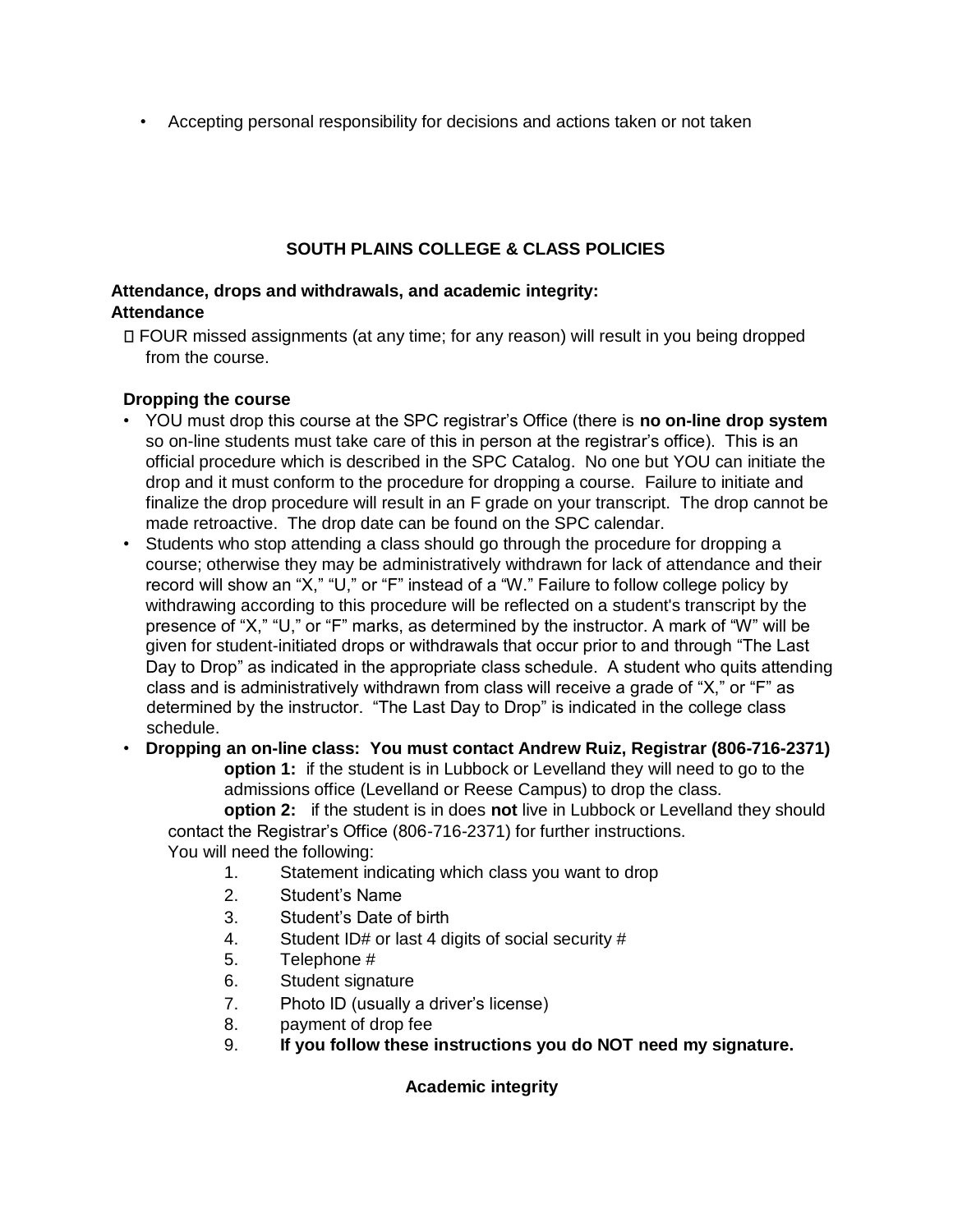- Accepting personal responsibility for decisions and actions taken or not taken

## SOUTH PLAINS COLLEGE & CLASS POLICIES

**Attendance, drops and withdrawals, and academic integrity:**

**Attendance**

- FOUR missed assignments (at any time; for any reason) will result in you being dropped from the course.

**Dropping the course**

- YOU must drop this course at the SPC registrar's Office (there is **no on-line drop system** so on-line students must take care of this in person at the registrar's office). This is an official procedure which is described in the SPC Catalog. No one but YOU can initiate the drop and it must conform to the procedure for dropping a course. Failure to initiate and finalize the drop procedure will result in an F grade on your transcript. The drop cannot be made retroactive. The drop date can be found on the SPC calendar.
- Students who stop attending a class should go through the procedure for dropping a course; otherwise they may be administratively withdrawn for lack of attendance and their record will show an "X," "U," or "F" instead of a "W." Failure to follow college policy by withdrawing according to this procedure will be reflected on a student's transcript by the presence of "X," "U," or "F" marks, as determined by the instructor. A mark of "W" will be given for student-initiated drops or withdrawals that occur prior to and through "The Last Day to Drop" as indicated in the appropriate class schedule. A student who quits attending class and is administratively withdrawn from class will receive a grade of "X," or "F" as determined by the instructor. "The Last Day to Drop" is indicated in the college class schedule.
- **Dropping an on-line class: You must contact Andrew Ruiz, Registrar (806-716-2371)**

  **option 1:** if the student is in Lubbock or Levelland they will need to go to the admissions office (Levelland or Reese Campus) to drop the class.

  **option 2:** if the student is in does **not** live in Lubbock or Levelland they should contact the Registrar's Office (806-716-2371) for further instructions.

  You will need the following:

  1. Statement indicating which class you want to drop
  2. Student's Name
  3. Student's Date of birth
  4. Student ID# or last 4 digits of social security #
  5. Telephone #
  6. Student signature
  7. Photo ID (usually a driver's license)
  8. payment of drop fee
  9. **If you follow these instructions you do NOT need my signature.**

### Academic integrity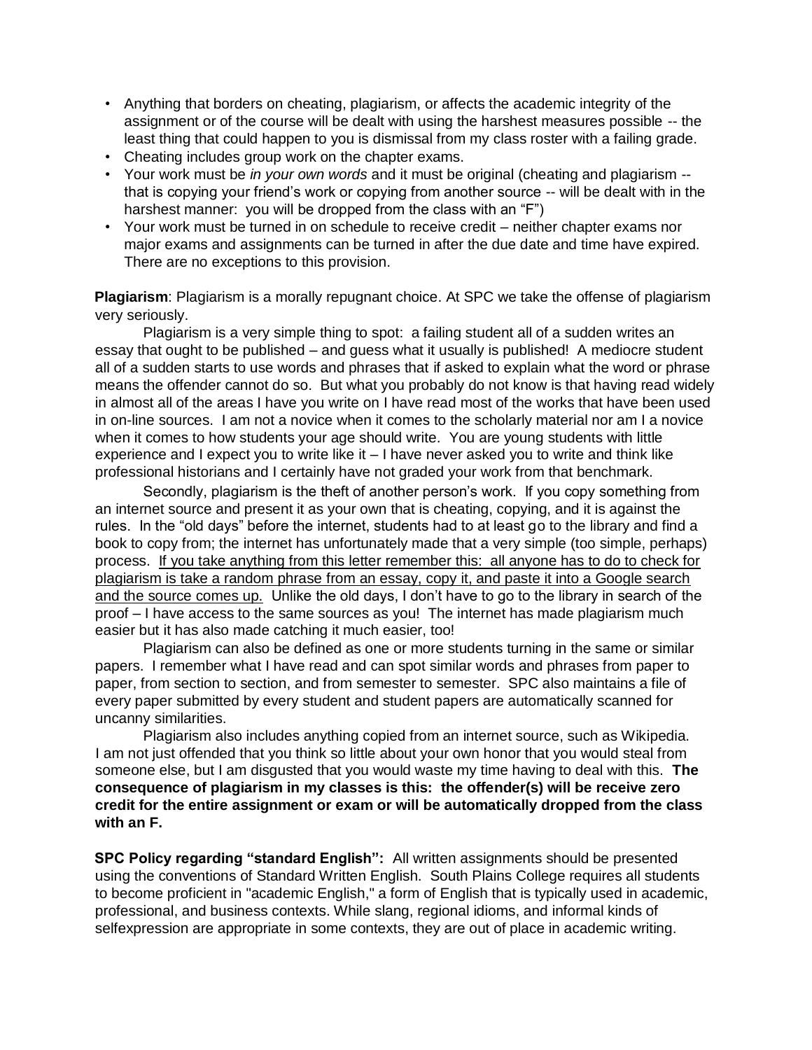- Anything that borders on cheating, plagiarism, or affects the academic integrity of the assignment or of the course will be dealt with using the harshest measures possible -- the least thing that could happen to you is dismissal from my class roster with a failing grade.
- Cheating includes group work on the chapter exams.
- Your work must be *in your own words* and it must be original (cheating and plagiarism -- that is copying your friend's work or copying from another source -- will be dealt with in the harshest manner: you will be dropped from the class with an "F")
- Your work must be turned in on schedule to receive credit – neither chapter exams nor major exams and assignments can be turned in after the due date and time have expired. There are no exceptions to this provision.

**Plagiarism**: Plagiarism is a morally repugnant choice. At SPC we take the offense of plagiarism very seriously.

Plagiarism is a very simple thing to spot: a failing student all of a sudden writes an essay that ought to be published – and guess what it usually is published! A mediocre student all of a sudden starts to use words and phrases that if asked to explain what the word or phrase means the offender cannot do so. But what you probably do not know is that having read widely in almost all of the areas I have you write on I have read most of the works that have been used in on-line sources. I am not a novice when it comes to the scholarly material nor am I a novice when it comes to how students your age should write. You are young students with little experience and I expect you to write like it – I have never asked you to write and think like professional historians and I certainly have not graded your work from that benchmark.

Secondly, plagiarism is the theft of another person's work. If you copy something from an internet source and present it as your own that is cheating, copying, and it is against the rules. In the "old days" before the internet, students had to at least go to the library and find a book to copy from; the internet has unfortunately made that a very simple (too simple, perhaps) process. <u>If you take anything from this letter remember this: all anyone has to do to check for plagiarism is take a random phrase from an essay, copy it, and paste it into a Google search and the source comes up.</u> Unlike the old days, I don't have to go to the library in search of the proof – I have access to the same sources as you! The internet has made plagiarism much easier but it has also made catching it much easier, too!

Plagiarism can also be defined as one or more students turning in the same or similar papers. I remember what I have read and can spot similar words and phrases from paper to paper, from section to section, and from semester to semester. SPC also maintains a file of every paper submitted by every student and student papers are automatically scanned for uncanny similarities.

Plagiarism also includes anything copied from an internet source, such as Wikipedia. I am not just offended that you think so little about your own honor that you would steal from someone else, but I am disgusted that you would waste my time having to deal with this. **The consequence of plagiarism in my classes is this: the offender(s) will be receive zero credit for the entire assignment or exam or will be automatically dropped from the class with an F.**

**SPC Policy regarding "standard English":** All written assignments should be presented using the conventions of Standard Written English. South Plains College requires all students to become proficient in "academic English," a form of English that is typically used in academic, professional, and business contexts. While slang, regional idioms, and informal kinds of selfexpression are appropriate in some contexts, they are out of place in academic writing.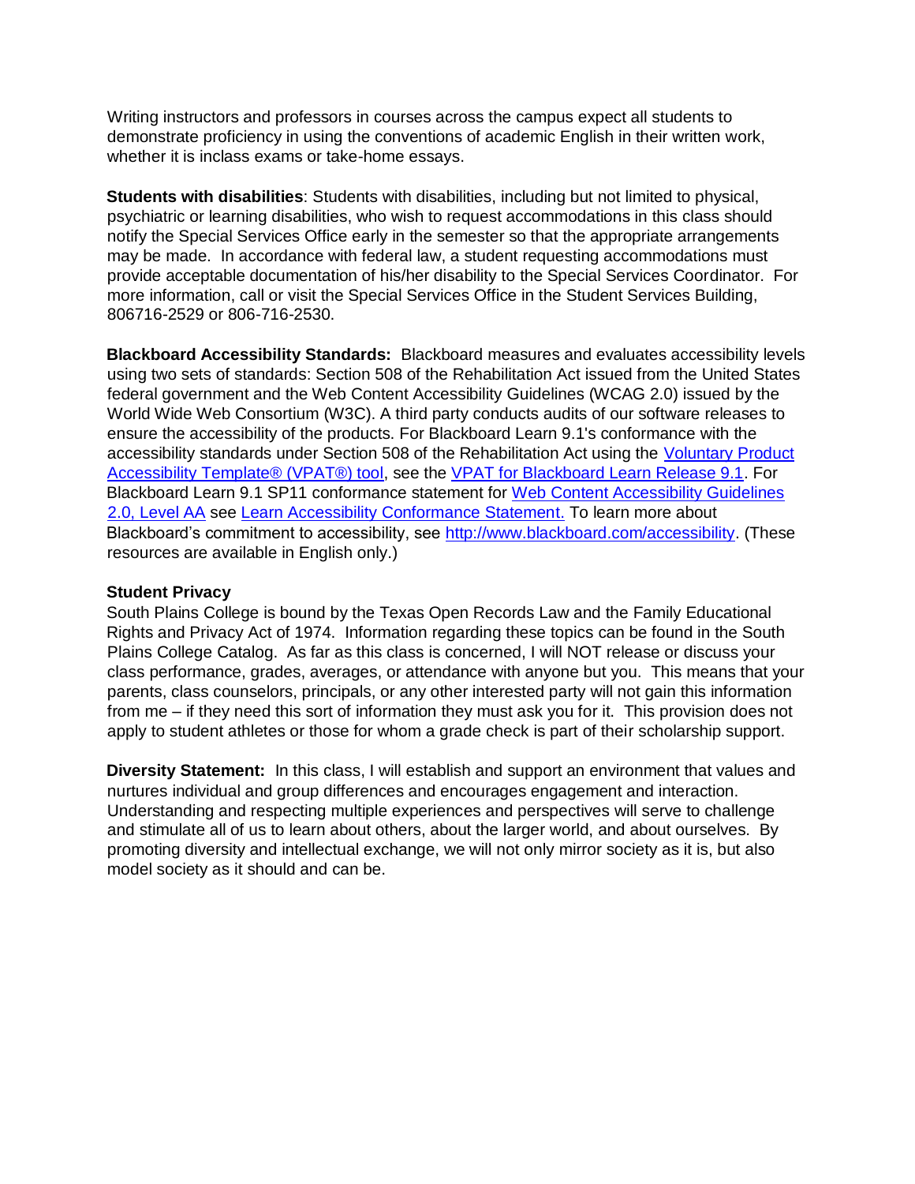Writing instructors and professors in courses across the campus expect all students to demonstrate proficiency in using the conventions of academic English in their written work, whether it is inclass exams or take-home essays.

**Students with disabilities**: Students with disabilities, including but not limited to physical, psychiatric or learning disabilities, who wish to request accommodations in this class should notify the Special Services Office early in the semester so that the appropriate arrangements may be made. In accordance with federal law, a student requesting accommodations must provide acceptable documentation of his/her disability to the Special Services Coordinator. For more information, call or visit the Special Services Office in the Student Services Building, 806716-2529 or 806-716-2530.

**Blackboard Accessibility Standards:** Blackboard measures and evaluates accessibility levels using two sets of standards: Section 508 of the Rehabilitation Act issued from the United States federal government and the Web Content Accessibility Guidelines (WCAG 2.0) issued by the World Wide Web Consortium (W3C). A third party conducts audits of our software releases to ensure the accessibility of the products. For Blackboard Learn 9.1's conformance with the accessibility standards under Section 508 of the Rehabilitation Act using the Voluntary Product Accessibility Template® (VPAT®) tool, see the VPAT for Blackboard Learn Release 9.1. For Blackboard Learn 9.1 SP11 conformance statement for Web Content Accessibility Guidelines 2.0, Level AA see Learn Accessibility Conformance Statement. To learn more about Blackboard's commitment to accessibility, see http://www.blackboard.com/accessibility. (These resources are available in English only.)

**Student Privacy**

South Plains College is bound by the Texas Open Records Law and the Family Educational Rights and Privacy Act of 1974. Information regarding these topics can be found in the South Plains College Catalog. As far as this class is concerned, I will NOT release or discuss your class performance, grades, averages, or attendance with anyone but you. This means that your parents, class counselors, principals, or any other interested party will not gain this information from me – if they need this sort of information they must ask you for it. This provision does not apply to student athletes or those for whom a grade check is part of their scholarship support.

**Diversity Statement:** In this class, I will establish and support an environment that values and nurtures individual and group differences and encourages engagement and interaction. Understanding and respecting multiple experiences and perspectives will serve to challenge and stimulate all of us to learn about others, about the larger world, and about ourselves. By promoting diversity and intellectual exchange, we will not only mirror society as it is, but also model society as it should and can be.